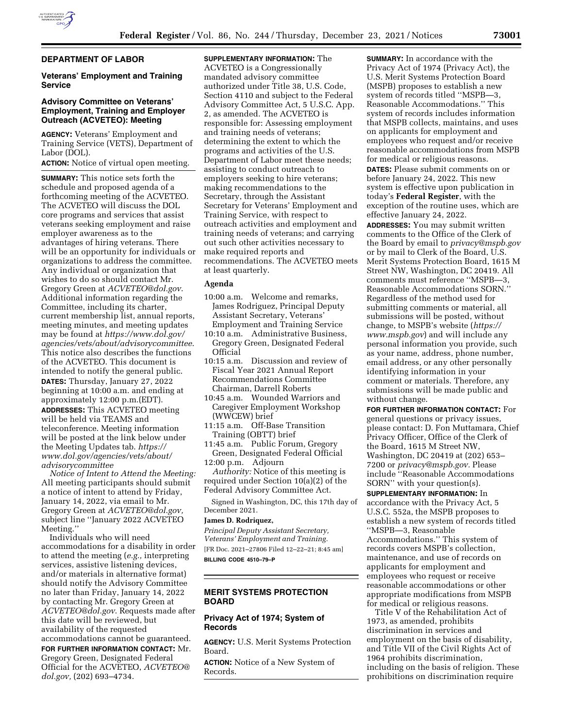## DEPARTMENT OF LABOR

### Veterans' Employment and Training Service

### Advisory Committee on Veterans' Employment, Training and Employer Outreach (ACVETEO): Meeting

**AGENCY:** Veterans' Employment and Training Service (VETS), Department of Labor (DOL).

**ACTION:** Notice of virtual open meeting.

**SUMMARY:** This notice sets forth the schedule and proposed agenda of a forthcoming meeting of the ACVETEO. The ACVETEO will discuss the DOL core programs and services that assist veterans seeking employment and raise employer awareness as to the advantages of hiring veterans. There will be an opportunity for individuals or organizations to address the committee. Any individual or organization that wishes to do so should contact Mr. Gregory Green at *ACVETEO@dol.gov*. Additional information regarding the Committee, including its charter, current membership list, annual reports, meeting minutes, and meeting updates may be found at *https://www.dol.gov/agencies/vets/about/advisorycommittee*. This notice also describes the functions of the ACVETEO. This document is intended to notify the general public.

**DATES:** Thursday, January 27, 2022 beginning at 10:00 a.m. and ending at approximately 12:00 p.m.(EDT).

**ADDRESSES:** This ACVETEO meeting will be held via TEAMS and teleconference. Meeting information will be posted at the link below under the Meeting Updates tab. *https://www.dol.gov/agencies/vets/about/advisorycommittee*

*Notice of Intent to Attend the Meeting:* All meeting participants should submit a notice of intent to attend by Friday, January 14, 2022, via email to Mr. Gregory Green at *ACVETEO@dol.gov,* subject line "January 2022 ACVETEO Meeting."

Individuals who will need accommodations for a disability in order to attend the meeting (*e.g.,* interpreting services, assistive listening devices, and/or materials in alternative format) should notify the Advisory Committee no later than Friday, January 14, 2022 by contacting Mr. Gregory Green at *ACVETEO@dol.gov*. Requests made after this date will be reviewed, but availability of the requested accommodations cannot be guaranteed.

**FOR FURTHER INFORMATION CONTACT:** Mr. Gregory Green, Designated Federal Official for the ACVETEO, *ACVETEO@dol.gov,* (202) 693–4734.

**SUPPLEMENTARY INFORMATION:** The ACVETEO is a Congressionally mandated advisory committee authorized under Title 38, U.S. Code, Section 4110 and subject to the Federal Advisory Committee Act, 5 U.S.C. App. 2, as amended. The ACVETEO is responsible for: Assessing employment and training needs of veterans; determining the extent to which the programs and activities of the U.S. Department of Labor meet these needs; assisting to conduct outreach to employers seeking to hire veterans; making recommendations to the Secretary, through the Assistant Secretary for Veterans' Employment and Training Service, with respect to outreach activities and employment and training needs of veterans; and carrying out such other activities necessary to make required reports and recommendations. The ACVETEO meets at least quarterly.

### Agenda

10:00 a.m. Welcome and remarks, James Rodriguez, Principal Deputy Assistant Secretary, Veterans' Employment and Training Service

10:10 a.m. Administrative Business, Gregory Green, Designated Federal Official

10:15 a.m. Discussion and review of Fiscal Year 2021 Annual Report Recommendations Committee Chairman, Darrell Roberts

10:45 a.m. Wounded Warriors and Caregiver Employment Workshop (WWCEW) brief

11:15 a.m. Off-Base Transition Training (OBTT) brief

11:45 a.m. Public Forum, Gregory Green, Designated Federal Official

12:00 p.m. Adjourn

*Authority:* Notice of this meeting is required under Section 10(a)(2) of the Federal Advisory Committee Act.

Signed in Washington, DC, this 17th day of December 2021.

**James D. Rodriquez,**

*Principal Deputy Assistant Secretary, Veterans' Employment and Training.*

[FR Doc. 2021–27806 Filed 12–22–21; 8:45 am]

**BILLING CODE 4510–79–P**

## MERIT SYSTEMS PROTECTION BOARD

### Privacy Act of 1974; System of Records

**AGENCY:** U.S. Merit Systems Protection Board.

**ACTION:** Notice of a New System of Records.

**SUMMARY:** In accordance with the Privacy Act of 1974 (Privacy Act), the U.S. Merit Systems Protection Board (MSPB) proposes to establish a new system of records titled "MSPB—3, Reasonable Accommodations." This system of records includes information that MSPB collects, maintains, and uses on applicants for employment and employees who request and/or receive reasonable accommodations from MSPB for medical or religious reasons.

**DATES:** Please submit comments on or before January 24, 2022. This new system is effective upon publication in today's **Federal Register**, with the exception of the routine uses, which are effective January 24, 2022.

**ADDRESSES:** You may submit written comments to the Office of the Clerk of the Board by email to *privacy@mspb.gov* or by mail to Clerk of the Board, U.S. Merit Systems Protection Board, 1615 M Street NW, Washington, DC 20419. All comments must reference "MSPB—3, Reasonable Accommodations SORN." Regardless of the method used for submitting comments or material, all submissions will be posted, without change, to MSPB's website (*https://www.mspb.gov*) and will include any personal information you provide, such as your name, address, phone number, email address, or any other personally identifying information in your comment or materials. Therefore, any submissions will be made public and without change.

**FOR FURTHER INFORMATION CONTACT:** For general questions or privacy issues, please contact: D. Fon Muttamara, Chief Privacy Officer, Office of the Clerk of the Board, 1615 M Street NW, Washington, DC 20419 at (202) 653–7200 or *privacy@mspb.gov.* Please include "Reasonable Accommodations SORN" with your question(s).

**SUPPLEMENTARY INFORMATION:** In accordance with the Privacy Act, 5 U.S.C. 552a, the MSPB proposes to establish a new system of records titled "MSPB—3, Reasonable Accommodations." This system of records covers MSPB's collection, maintenance, and use of records on applicants for employment and employees who request or receive reasonable accommodations or other appropriate modifications from MSPB for medical or religious reasons.

Title V of the Rehabilitation Act of 1973, as amended, prohibits discrimination in services and employment on the basis of disability, and Title VII of the Civil Rights Act of 1964 prohibits discrimination, including on the basis of religion. These prohibitions on discrimination require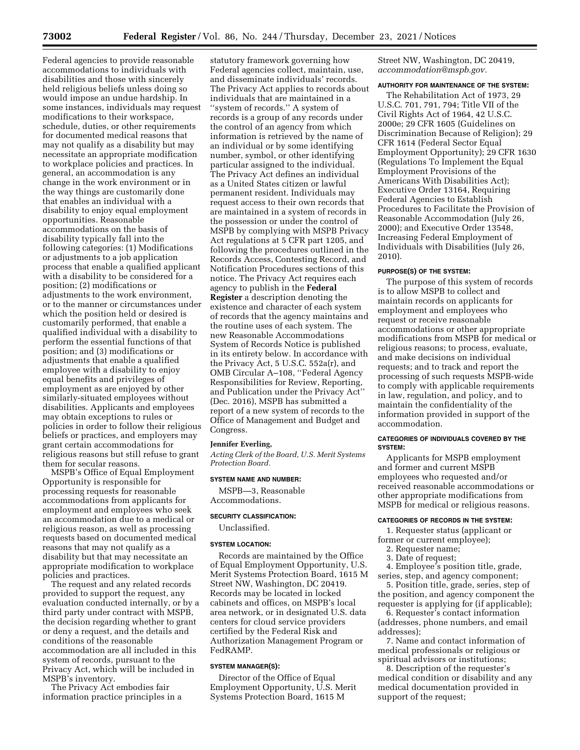Federal agencies to provide reasonable accommodations to individuals with disabilities and those with sincerely held religious beliefs unless doing so would impose an undue hardship. In some instances, individuals may request modifications to their workspace, schedule, duties, or other requirements for documented medical reasons that may not qualify as a disability but may necessitate an appropriate modification to workplace policies and practices. In general, an accommodation is any change in the work environment or in the way things are customarily done that enables an individual with a disability to enjoy equal employment opportunities. Reasonable accommodations on the basis of disability typically fall into the following categories: (1) Modifications or adjustments to a job application process that enable a qualified applicant with a disability to be considered for a position; (2) modifications or adjustments to the work environment, or to the manner or circumstances under which the position held or desired is customarily performed, that enable a qualified individual with a disability to perform the essential functions of that position; and (3) modifications or adjustments that enable a qualified employee with a disability to enjoy equal benefits and privileges of employment as are enjoyed by other similarly-situated employees without disabilities. Applicants and employees may obtain exceptions to rules or policies in order to follow their religious beliefs or practices, and employers may grant certain accommodations for religious reasons but still refuse to grant them for secular reasons.

MSPB's Office of Equal Employment Opportunity is responsible for processing requests for reasonable accommodations from applicants for employment and employees who seek an accommodation due to a medical or religious reason, as well as processing requests based on documented medical reasons that may not qualify as a disability but that may necessitate an appropriate modification to workplace policies and practices.

The request and any related records provided to support the request, any evaluation conducted internally, or by a third party under contract with MSPB, the decision regarding whether to grant or deny a request, and the details and conditions of the reasonable accommodation are all included in this system of records, pursuant to the Privacy Act, which will be included in MSPB's inventory.

The Privacy Act embodies fair information practice principles in a statutory framework governing how Federal agencies collect, maintain, use, and disseminate individuals' records. The Privacy Act applies to records about individuals that are maintained in a "system of records." A system of records is a group of any records under the control of an agency from which information is retrieved by the name of an individual or by some identifying number, symbol, or other identifying particular assigned to the individual. The Privacy Act defines an individual as a United States citizen or lawful permanent resident. Individuals may request access to their own records that are maintained in a system of records in the possession or under the control of MSPB by complying with MSPB Privacy Act regulations at 5 CFR part 1205, and following the procedures outlined in the Records Access, Contesting Record, and Notification Procedures sections of this notice. The Privacy Act requires each agency to publish in the **Federal Register** a description denoting the existence and character of each system of records that the agency maintains and the routine uses of each system. The new Reasonable Accommodations System of Records Notice is published in its entirety below. In accordance with the Privacy Act, 5 U.S.C. 552a(r), and OMB Circular A–108, "Federal Agency Responsibilities for Review, Reporting, and Publication under the Privacy Act" (Dec. 2016), MSPB has submitted a report of a new system of records to the Office of Management and Budget and Congress.

**Jennifer Everling,**

*Acting Clerk of the Board, U.S. Merit Systems Protection Board.*

**SYSTEM NAME AND NUMBER:**

MSPB—3, Reasonable Accommodations.

**SECURITY CLASSIFICATION:**

Unclassified.

**SYSTEM LOCATION:**

Records are maintained by the Office of Equal Employment Opportunity, U.S. Merit Systems Protection Board, 1615 M Street NW, Washington, DC 20419. Records may be located in locked cabinets and offices, on MSPB's local area network, or in designated U.S. data centers for cloud service providers certified by the Federal Risk and Authorization Management Program or FedRAMP.

**SYSTEM MANAGER(S):**

Director of the Office of Equal Employment Opportunity, U.S. Merit Systems Protection Board, 1615 M Street NW, Washington, DC 20419, *accommodation@mspb.gov.*

**AUTHORITY FOR MAINTENANCE OF THE SYSTEM:**

The Rehabilitation Act of 1973, 29 U.S.C. 701, 791, 794; Title VII of the Civil Rights Act of 1964, 42 U.S.C. 2000e; 29 CFR 1605 (Guidelines on Discrimination Because of Religion); 29 CFR 1614 (Federal Sector Equal Employment Opportunity); 29 CFR 1630 (Regulations To Implement the Equal Employment Provisions of the Americans With Disabilities Act); Executive Order 13164, Requiring Federal Agencies to Establish Procedures to Facilitate the Provision of Reasonable Accommodation (July 26, 2000); and Executive Order 13548, Increasing Federal Employment of Individuals with Disabilities (July 26, 2010).

**PURPOSE(S) OF THE SYSTEM:**

The purpose of this system of records is to allow MSPB to collect and maintain records on applicants for employment and employees who request or receive reasonable accommodations or other appropriate modifications from MSPB for medical or religious reasons; to process, evaluate, and make decisions on individual requests; and to track and report the processing of such requests MSPB-wide to comply with applicable requirements in law, regulation, and policy, and to maintain the confidentiality of the information provided in support of the accommodation.

**CATEGORIES OF INDIVIDUALS COVERED BY THE SYSTEM:**

Applicants for MSPB employment and former and current MSPB employees who requested and/or received reasonable accommodations or other appropriate modifications from MSPB for medical or religious reasons.

**CATEGORIES OF RECORDS IN THE SYSTEM:**

1. Requester status (applicant or former or current employee);
2. Requester name;
3. Date of request;
4. Employee's position title, grade, series, step, and agency component;
5. Position title, grade, series, step of the position, and agency component the requester is applying for (if applicable);
6. Requester's contact information (addresses, phone numbers, and email addresses);
7. Name and contact information of medical professionals or religious or spiritual advisors or institutions;
8. Description of the requester's medical condition or disability and any medical documentation provided in support of the request;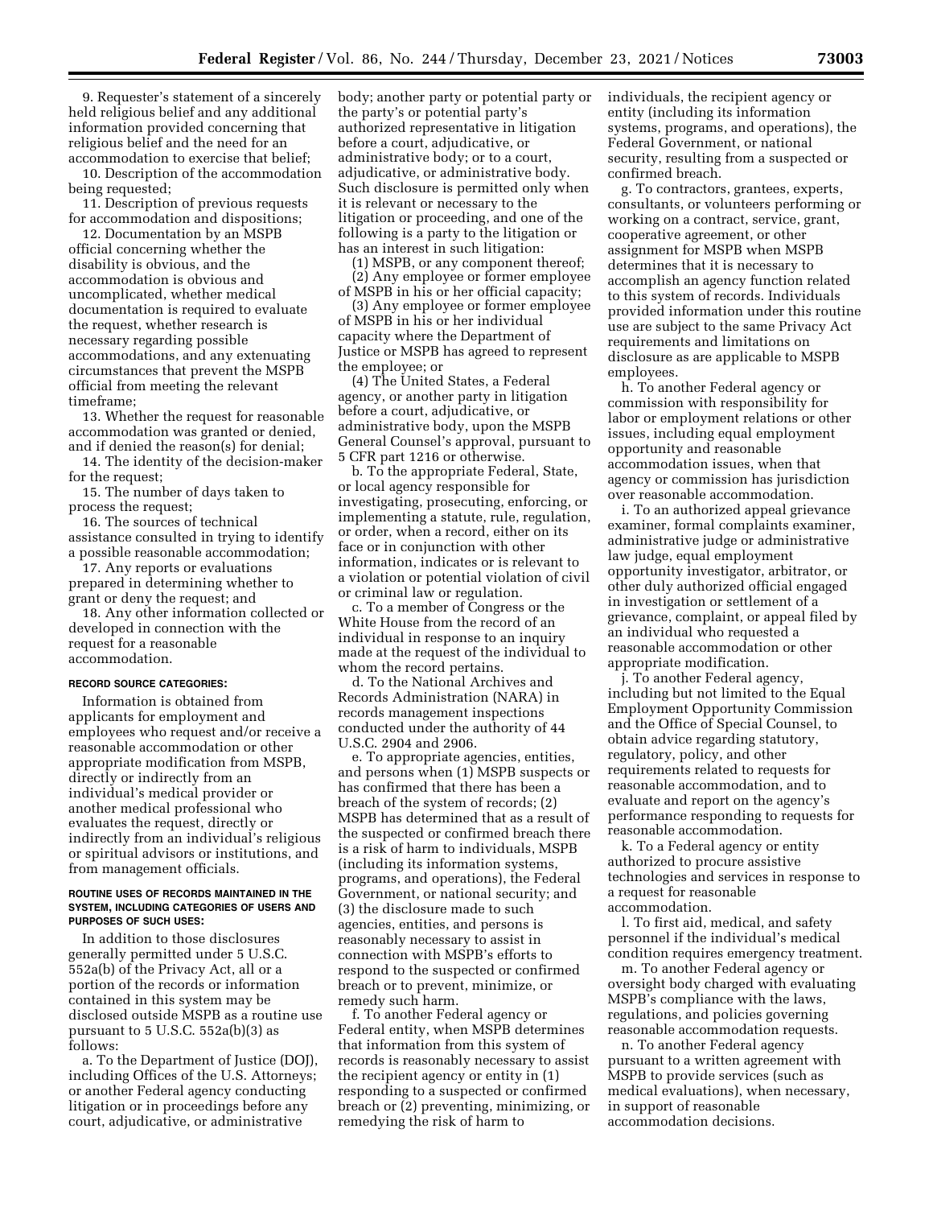9. Requester's statement of a sincerely held religious belief and any additional information provided concerning that religious belief and the need for an accommodation to exercise that belief;

10. Description of the accommodation being requested;

11. Description of previous requests for accommodation and dispositions;

12. Documentation by an MSPB official concerning whether the disability is obvious, and the accommodation is obvious and uncomplicated, whether medical documentation is required to evaluate the request, whether research is necessary regarding possible accommodations, and any extenuating circumstances that prevent the MSPB official from meeting the relevant timeframe;

13. Whether the request for reasonable accommodation was granted or denied, and if denied the reason(s) for denial;

14. The identity of the decision-maker for the request;

15. The number of days taken to process the request;

16. The sources of technical assistance consulted in trying to identify a possible reasonable accommodation;

17. Any reports or evaluations prepared in determining whether to grant or deny the request; and

18. Any other information collected or developed in connection with the request for a reasonable accommodation.

#### RECORD SOURCE CATEGORIES:

Information is obtained from applicants for employment and employees who request and/or receive a reasonable accommodation or other appropriate modification from MSPB, directly or indirectly from an individual's medical provider or another medical professional who evaluates the request, directly or indirectly from an individual's religious or spiritual advisors or institutions, and from management officials.

#### ROUTINE USES OF RECORDS MAINTAINED IN THE SYSTEM, INCLUDING CATEGORIES OF USERS AND PURPOSES OF SUCH USES:

In addition to those disclosures generally permitted under 5 U.S.C. 552a(b) of the Privacy Act, all or a portion of the records or information contained in this system may be disclosed outside MSPB as a routine use pursuant to 5 U.S.C. 552a(b)(3) as follows:

a. To the Department of Justice (DOJ), including Offices of the U.S. Attorneys; or another Federal agency conducting litigation or in proceedings before any court, adjudicative, or administrative body; another party or potential party or the party's or potential party's authorized representative in litigation before a court, adjudicative, or administrative body; or to a court, adjudicative, or administrative body. Such disclosure is permitted only when it is relevant or necessary to the litigation or proceeding, and one of the following is a party to the litigation or has an interest in such litigation:

(1) MSPB, or any component thereof;

(2) Any employee or former employee of MSPB in his or her official capacity;

(3) Any employee or former employee of MSPB in his or her individual capacity where the Department of Justice or MSPB has agreed to represent the employee; or

(4) The United States, a Federal agency, or another party in litigation before a court, adjudicative, or administrative body, upon the MSPB General Counsel's approval, pursuant to 5 CFR part 1216 or otherwise.

b. To the appropriate Federal, State, or local agency responsible for investigating, prosecuting, enforcing, or implementing a statute, rule, regulation, or order, when a record, either on its face or in conjunction with other information, indicates or is relevant to a violation or potential violation of civil or criminal law or regulation.

c. To a member of Congress or the White House from the record of an individual in response to an inquiry made at the request of the individual to whom the record pertains.

d. To the National Archives and Records Administration (NARA) in records management inspections conducted under the authority of 44 U.S.C. 2904 and 2906.

e. To appropriate agencies, entities, and persons when (1) MSPB suspects or has confirmed that there has been a breach of the system of records; (2) MSPB has determined that as a result of the suspected or confirmed breach there is a risk of harm to individuals, MSPB (including its information systems, programs, and operations), the Federal Government, or national security; and (3) the disclosure made to such agencies, entities, and persons is reasonably necessary to assist in connection with MSPB's efforts to respond to the suspected or confirmed breach or to prevent, minimize, or remedy such harm.

f. To another Federal agency or Federal entity, when MSPB determines that information from this system of records is reasonably necessary to assist the recipient agency or entity in (1) responding to a suspected or confirmed breach or (2) preventing, minimizing, or remedying the risk of harm to individuals, the recipient agency or entity (including its information systems, programs, and operations), the Federal Government, or national security, resulting from a suspected or confirmed breach.

g. To contractors, grantees, experts, consultants, or volunteers performing or working on a contract, service, grant, cooperative agreement, or other assignment for MSPB when MSPB determines that it is necessary to accomplish an agency function related to this system of records. Individuals provided information under this routine use are subject to the same Privacy Act requirements and limitations on disclosure as are applicable to MSPB employees.

h. To another Federal agency or commission with responsibility for labor or employment relations or other issues, including equal employment opportunity and reasonable accommodation issues, when that agency or commission has jurisdiction over reasonable accommodation.

i. To an authorized appeal grievance examiner, formal complaints examiner, administrative judge or administrative law judge, equal employment opportunity investigator, arbitrator, or other duly authorized official engaged in investigation or settlement of a grievance, complaint, or appeal filed by an individual who requested a reasonable accommodation or other appropriate modification.

j. To another Federal agency, including but not limited to the Equal Employment Opportunity Commission and the Office of Special Counsel, to obtain advice regarding statutory, regulatory, policy, and other requirements related to requests for reasonable accommodation, and to evaluate and report on the agency's performance responding to requests for reasonable accommodation.

k. To a Federal agency or entity authorized to procure assistive technologies and services in response to a request for reasonable accommodation.

l. To first aid, medical, and safety personnel if the individual's medical condition requires emergency treatment.

m. To another Federal agency or oversight body charged with evaluating MSPB's compliance with the laws, regulations, and policies governing reasonable accommodation requests.

n. To another Federal agency pursuant to a written agreement with MSPB to provide services (such as medical evaluations), when necessary, in support of reasonable accommodation decisions.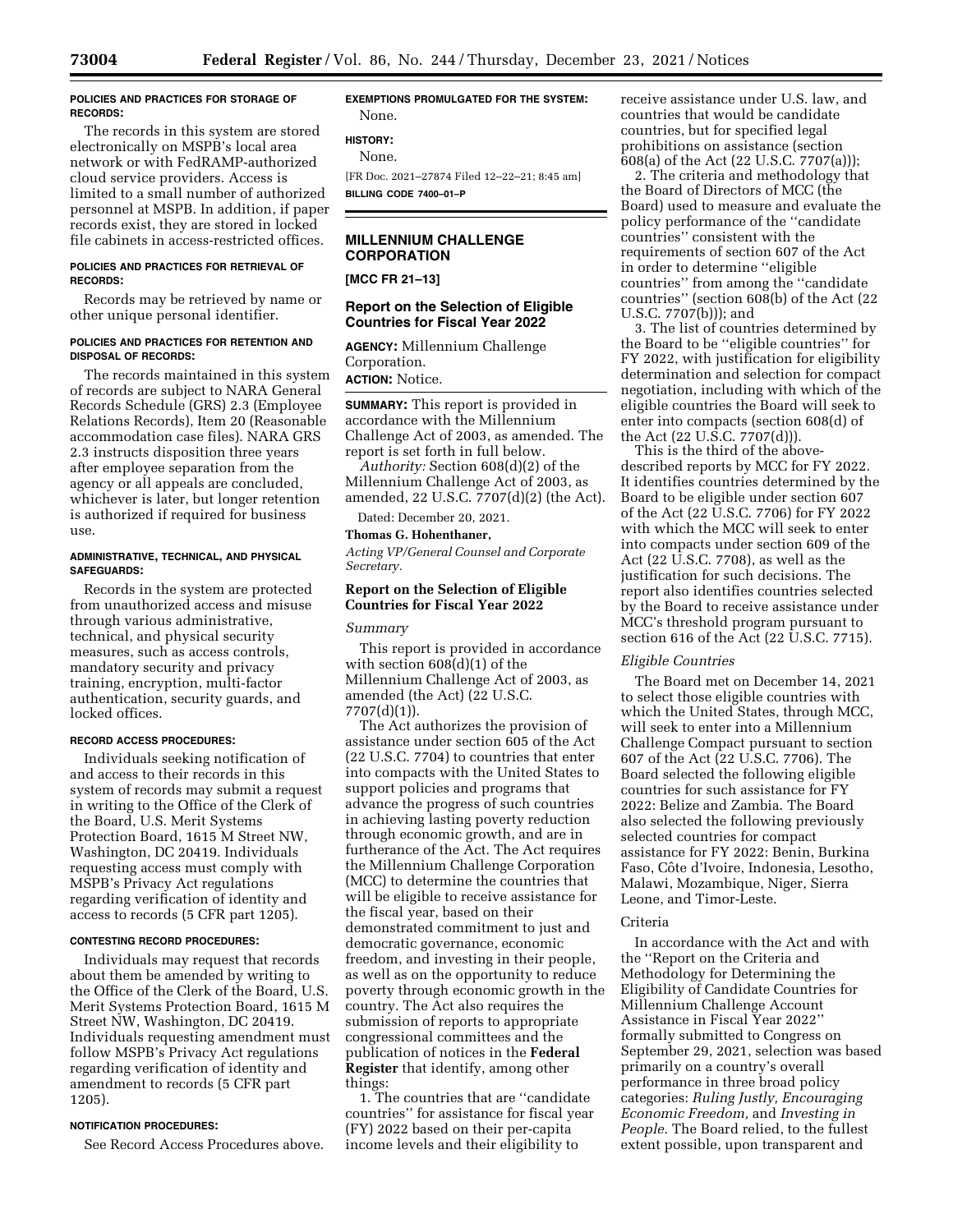#### POLICIES AND PRACTICES FOR STORAGE OF RECORDS:

The records in this system are stored electronically on MSPB's local area network or with FedRAMP-authorized cloud service providers. Access is limited to a small number of authorized personnel at MSPB. In addition, if paper records exist, they are stored in locked file cabinets in access-restricted offices.

#### POLICIES AND PRACTICES FOR RETRIEVAL OF RECORDS:

Records may be retrieved by name or other unique personal identifier.

#### POLICIES AND PRACTICES FOR RETENTION AND DISPOSAL OF RECORDS:

The records maintained in this system of records are subject to NARA General Records Schedule (GRS) 2.3 (Employee Relations Records), Item 20 (Reasonable accommodation case files). NARA GRS 2.3 instructs disposition three years after employee separation from the agency or all appeals are concluded, whichever is later, but longer retention is authorized if required for business use.

#### ADMINISTRATIVE, TECHNICAL, AND PHYSICAL SAFEGUARDS:

Records in the system are protected from unauthorized access and misuse through various administrative, technical, and physical security measures, such as access controls, mandatory security and privacy training, encryption, multi-factor authentication, security guards, and locked offices.

#### RECORD ACCESS PROCEDURES:

Individuals seeking notification of and access to their records in this system of records may submit a request in writing to the Office of the Clerk of the Board, U.S. Merit Systems Protection Board, 1615 M Street NW, Washington, DC 20419. Individuals requesting access must comply with MSPB's Privacy Act regulations regarding verification of identity and access to records (5 CFR part 1205).

#### CONTESTING RECORD PROCEDURES:

Individuals may request that records about them be amended by writing to the Office of the Clerk of the Board, U.S. Merit Systems Protection Board, 1615 M Street NW, Washington, DC 20419. Individuals requesting amendment must follow MSPB's Privacy Act regulations regarding verification of identity and amendment to records (5 CFR part 1205).

#### NOTIFICATION PROCEDURES:

See Record Access Procedures above.

#### EXEMPTIONS PROMULGATED FOR THE SYSTEM:

None.

#### HISTORY:

None.

[FR Doc. 2021–27874 Filed 12–22–21; 8:45 am]

**BILLING CODE 7400–01–P**

## MILLENNIUM CHALLENGE CORPORATION

**[MCC FR 21–13]**

### Report on the Selection of Eligible Countries for Fiscal Year 2022

**AGENCY:** Millennium Challenge Corporation.

**ACTION:** Notice.

**SUMMARY:** This report is provided in accordance with the Millennium Challenge Act of 2003, as amended. The report is set forth in full below.

*Authority:* Section 608(d)(2) of the Millennium Challenge Act of 2003, as amended, 22 U.S.C. 7707(d)(2) (the Act).

Dated: December 20, 2021.

**Thomas G. Hohenthaner,**

*Acting VP/General Counsel and Corporate Secretary.*

### Report on the Selection of Eligible Countries for Fiscal Year 2022

*Summary*

This report is provided in accordance with section 608(d)(1) of the Millennium Challenge Act of 2003, as amended (the Act) (22 U.S.C. 7707(d)(1)).

The Act authorizes the provision of assistance under section 605 of the Act (22 U.S.C. 7704) to countries that enter into compacts with the United States to support policies and programs that advance the progress of such countries in achieving lasting poverty reduction through economic growth, and are in furtherance of the Act. The Act requires the Millennium Challenge Corporation (MCC) to determine the countries that will be eligible to receive assistance for the fiscal year, based on their demonstrated commitment to just and democratic governance, economic freedom, and investing in their people, as well as on the opportunity to reduce poverty through economic growth in the country. The Act also requires the submission of reports to appropriate congressional committees and the publication of notices in the **Federal Register** that identify, among other things:

1. The countries that are ''candidate countries'' for assistance for fiscal year (FY) 2022 based on their per-capita income levels and their eligibility to receive assistance under U.S. law, and countries that would be candidate countries, but for specified legal prohibitions on assistance (section 608(a) of the Act (22 U.S.C. 7707(a)));

2. The criteria and methodology that the Board of Directors of MCC (the Board) used to measure and evaluate the policy performance of the ''candidate countries'' consistent with the requirements of section 607 of the Act in order to determine ''eligible countries'' from among the ''candidate countries'' (section 608(b) of the Act (22 U.S.C. 7707(b))); and

3. The list of countries determined by the Board to be ''eligible countries'' for FY 2022, with justification for eligibility determination and selection for compact negotiation, including with which of the eligible countries the Board will seek to enter into compacts (section 608(d) of the Act (22 U.S.C. 7707(d))).

This is the third of the above-described reports by MCC for FY 2022. It identifies countries determined by the Board to be eligible under section 607 of the Act (22 U.S.C. 7706) for FY 2022 with which the MCC will seek to enter into compacts under section 609 of the Act (22 U.S.C. 7708), as well as the justification for such decisions. The report also identifies countries selected by the Board to receive assistance under MCC's threshold program pursuant to section 616 of the Act (22 U.S.C. 7715).

*Eligible Countries*

The Board met on December 14, 2021 to select those eligible countries with which the United States, through MCC, will seek to enter into a Millennium Challenge Compact pursuant to section 607 of the Act (22 U.S.C. 7706). The Board selected the following eligible countries for such assistance for FY 2022: Belize and Zambia. The Board also selected the following previously selected countries for compact assistance for FY 2022: Benin, Burkina Faso, Côte d'Ivoire, Indonesia, Lesotho, Malawi, Mozambique, Niger, Sierra Leone, and Timor-Leste.

Criteria

In accordance with the Act and with the ''Report on the Criteria and Methodology for Determining the Eligibility of Candidate Countries for Millennium Challenge Account Assistance in Fiscal Year 2022'' formally submitted to Congress on September 29, 2021, selection was based primarily on a country's overall performance in three broad policy categories: *Ruling Justly, Encouraging Economic Freedom,* and *Investing in People.* The Board relied, to the fullest extent possible, upon transparent and